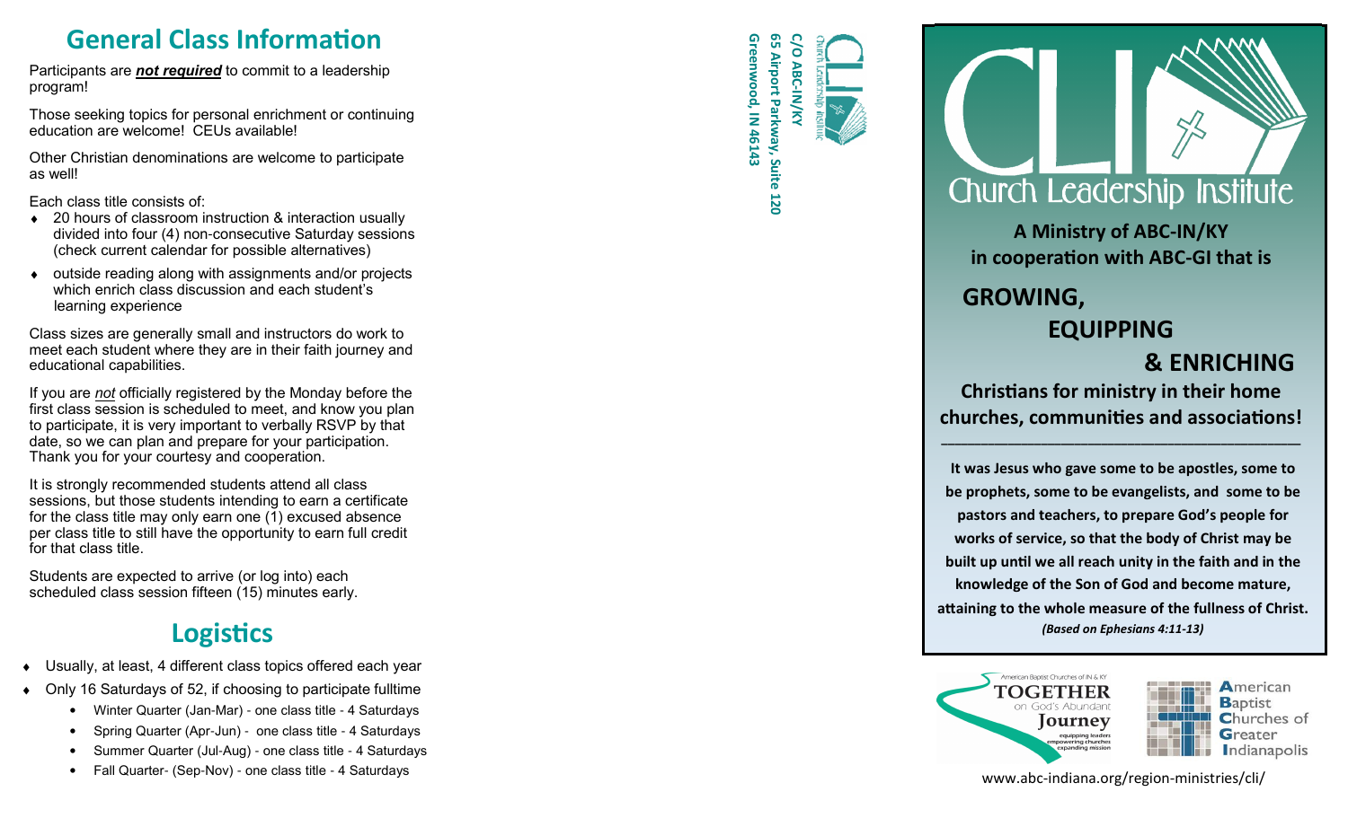## General Class Information

Participants are ***not required*** to commit to a leadership program!

Those seeking topics for personal enrichment or continuing education are welcome! CEUs available!

Other Christian denominations are welcome to participate as well!

Each class title consists of:

- 20 hours of classroom instruction & interaction usually divided into four (4) non-consecutive Saturday sessions (check current calendar for possible alternatives)
- outside reading along with assignments and/or projects which enrich class discussion and each student's learning experience

Class sizes are generally small and instructors do work to meet each student where they are in their faith journey and educational capabilities.

If you are *not* officially registered by the Monday before the first class session is scheduled to meet, and know you plan to participate, it is very important to verbally RSVP by that date, so we can plan and prepare for your participation. Thank you for your courtesy and cooperation.

It is strongly recommended students attend all class sessions, but those students intending to earn a certificate for the class title may only earn one (1) excused absence per class title to still have the opportunity to earn full credit for that class title.

Students are expected to arrive (or log into) each scheduled class session fifteen (15) minutes early.

## Logistics

- Usually, at least, 4 different class topics offered each year
- Only 16 Saturdays of 52, if choosing to participate fulltime
  - Winter Quarter (Jan-Mar) - one class title - 4 Saturdays
  - Spring Quarter (Apr-Jun) - one class title - 4 Saturdays
  - Summer Quarter (Jul-Aug) - one class title - 4 Saturdays
  - Fall Quarter- (Sep-Nov) - one class title - 4 Saturdays

Church Leadership Institute

**C/O ABC-IN/KY**
**65 Airport Parkway, Suite 120**
**Greenwood, IN 46143**

# CLI Church Leadership Institute

**A Ministry of ABC-IN/KY in cooperation with ABC-GI that is**

**GROWING,**
**EQUIPPING**
**& ENRICHING**

**Christians for ministry in their home churches, communities and associations!**

---

**It was Jesus who gave some to be apostles, some to be prophets, some to be evangelists, and some to be pastors and teachers, to prepare God's people for works of service, so that the body of Christ may be built up until we all reach unity in the faith and in the knowledge of the Son of God and become mature, attaining to the whole measure of the fullness of Christ.**
***(Based on Ephesians 4:11-13)***

American Baptist Churches of IN & KY
TOGETHER on God's Abundant Journey
equipping leaders, empowering churches, expanding mission

American Baptist Churches of Greater Indianapolis

www.abc-indiana.org/region-ministries/cli/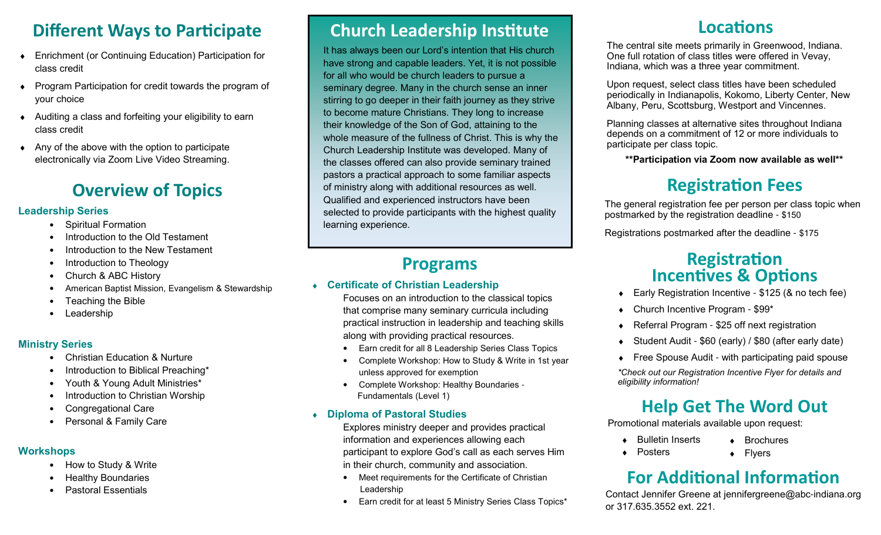## Different Ways to Participate

- Enrichment (or Continuing Education) Participation for class credit
- Program Participation for credit towards the program of your choice
- Auditing a class and forfeiting your eligibility to earn class credit
- Any of the above with the option to participate electronically via Zoom Live Video Streaming.

## Overview of Topics

### Leadership Series

- Spiritual Formation
- Introduction to the Old Testament
- Introduction to the New Testament
- Introduction to Theology
- Church & ABC History
- American Baptist Mission, Evangelism & Stewardship
- Teaching the Bible
- Leadership

### Ministry Series

- Christian Education & Nurture
- Introduction to Biblical Preaching*
- Youth & Young Adult Ministries*
- Introduction to Christian Worship
- Congregational Care
- Personal & Family Care

### Workshops

- How to Study & Write
- Healthy Boundaries
- Pastoral Essentials

## Church Leadership Institute

It has always been our Lord's intention that His church have strong and capable leaders. Yet, it is not possible for all who would be church leaders to pursue a seminary degree. Many in the church sense an inner stirring to go deeper in their faith journey as they strive to become mature Christians. They long to increase their knowledge of the Son of God, attaining to the whole measure of the fullness of Christ. This is why the Church Leadership Institute was developed. Many of the classes offered can also provide seminary trained pastors a practical approach to some familiar aspects of ministry along with additional resources as well. Qualified and experienced instructors have been selected to provide participants with the highest quality learning experience.

## Programs

- **Certificate of Christian Leadership**

  Focuses on an introduction to the classical topics that comprise many seminary curricula including practical instruction in leadership and teaching skills along with providing practical resources.
  - Earn credit for all 8 Leadership Series Class Topics
  - Complete Workshop: How to Study & Write in 1st year unless approved for exemption
  - Complete Workshop: Healthy Boundaries - Fundamentals (Level 1)

- **Diploma of Pastoral Studies**

  Explores ministry deeper and provides practical information and experiences allowing each participant to explore God's call as each serves Him in their church, community and association.
  - Meet requirements for the Certificate of Christian Leadership
  - Earn credit for at least 5 Ministry Series Class Topics*

## Locations

The central site meets primarily in Greenwood, Indiana. One full rotation of class titles were offered in Vevay, Indiana, which was a three year commitment.

Upon request, select class titles have been scheduled periodically in Indianapolis, Kokomo, Liberty Center, New Albany, Peru, Scottsburg, Westport and Vincennes.

Planning classes at alternative sites throughout Indiana depends on a commitment of 12 or more individuals to participate per class topic.

**\*\*Participation via Zoom now available as well\*\***

## Registration Fees

The general registration fee per person per class topic when postmarked by the registration deadline - $150

Registrations postmarked after the deadline - $175

## Registration Incentives & Options

- Early Registration Incentive - $125 (& no tech fee)
- Church Incentive Program - $99*
- Referral Program - $25 off next registration
- Student Audit - $60 (early) / $80 (after early date)
- Free Spouse Audit - with participating paid spouse

*\*Check out our Registration Incentive Flyer for details and eligibility information!*

## Help Get The Word Out

Promotional materials available upon request:

- Bulletin Inserts
- Posters
- Brochures
- Flyers

## For Additional Information

Contact Jennifer Greene at jennifergreene@abc-indiana.org or 317.635.3552 ext. 221.